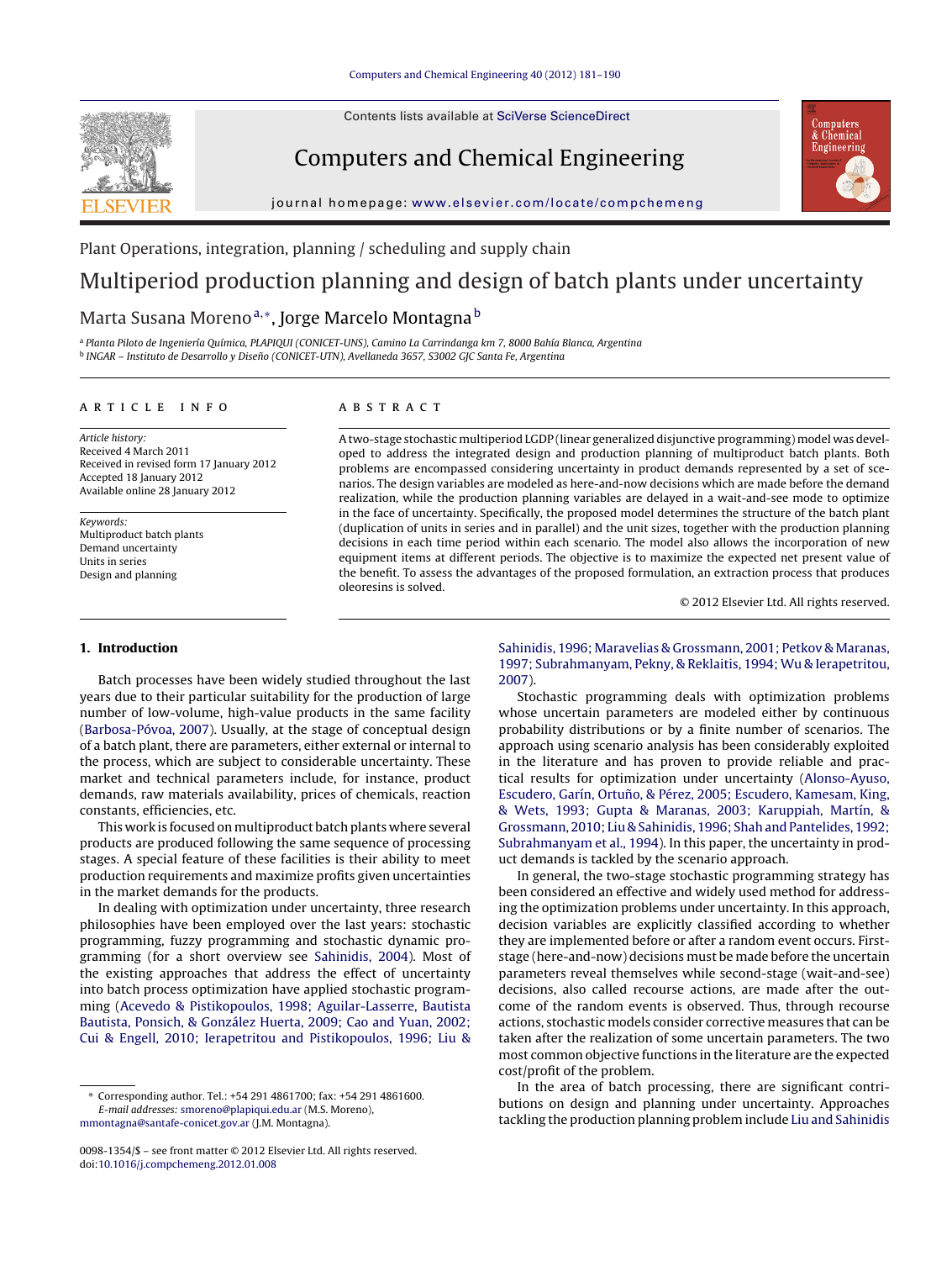Plant Operations, integration, planning / scheduling and supply chain

# Multiperiod production planning and design of batch plants under uncertainty

Marta Susana Moreno[a,*], Jorge Marcelo Montagna[b]

[a] Planta Piloto de Ingeniería Química, PLAPIQUI (CONICET-UNS), Camino La Carrindanga km 7, 8000 Bahía Blanca, Argentina
[b] INGAR – Instituto de Desarrollo y Diseño (CONICET-UTN), Avellaneda 3657, S3002 GJC Santa Fe, Argentina

## ARTICLE INFO

*Article history:*
Received 4 March 2011
Received in revised form 17 January 2012
Accepted 18 January 2012
Available online 28 January 2012

*Keywords:*
Multiproduct batch plants
Demand uncertainty
Units in series
Design and planning

## ABSTRACT

A two-stage stochastic multiperiod LGDP (linear generalized disjunctive programming) model was developed to address the integrated design and production planning of multiproduct batch plants. Both problems are encompassed considering uncertainty in product demands represented by a set of scenarios. The design variables are modeled as here-and-now decisions which are made before the demand realization, while the production planning variables are delayed in a wait-and-see mode to optimize in the face of uncertainty. Specifically, the proposed model determines the structure of the batch plant (duplication of units in series and in parallel) and the unit sizes, together with the production planning decisions in each time period within each scenario. The model also allows the incorporation of new equipment items at different periods. The objective is to maximize the expected net present value of the benefit. To assess the advantages of the proposed formulation, an extraction process that produces oleoresins is solved.

© 2012 Elsevier Ltd. All rights reserved.

## 1. Introduction

Batch processes have been widely studied throughout the last years due to their particular suitability for the production of large number of low-volume, high-value products in the same facility (Barbosa-Póvoa, 2007). Usually, at the stage of conceptual design of a batch plant, there are parameters, either external or internal to the process, which are subject to considerable uncertainty. These market and technical parameters include, for instance, product demands, raw materials availability, prices of chemicals, reaction constants, efficiencies, etc.

This work is focused on multiproduct batch plants where several products are produced following the same sequence of processing stages. A special feature of these facilities is their ability to meet production requirements and maximize profits given uncertainties in the market demands for the products.

In dealing with optimization under uncertainty, three research philosophies have been employed over the last years: stochastic programming, fuzzy programming and stochastic dynamic programming (for a short overview see Sahinidis, 2004). Most of the existing approaches that address the effect of uncertainty into batch process optimization have applied stochastic programming (Acevedo & Pistikopoulos, 1998; Aguilar-Lasserre, Bautista Bautista, Ponsich, & González Huerta, 2009; Cao and Yuan, 2002; Cui & Engell, 2010; Ierapetritou and Pistikopoulos, 1996; Liu & Sahinidis, 1996; Maravelias & Grossmann, 2001; Petkov & Maranas, 1997; Subrahmanyam, Pekny, & Reklaitis, 1994; Wu & Ierapetritou, 2007).

Stochastic programming deals with optimization problems whose uncertain parameters are modeled either by continuous probability distributions or by a finite number of scenarios. The approach using scenario analysis has been considerably exploited in the literature and has proven to provide reliable and practical results for optimization under uncertainty (Alonso-Ayuso, Escudero, Garín, Ortuño, & Pérez, 2005; Escudero, Kamesam, King, & Wets, 1993; Gupta & Maranas, 2003; Karuppiah, Martín, & Grossmann, 2010; Liu & Sahinidis, 1996; Shah and Pantelides, 1992; Subrahmanyam et al., 1994). In this paper, the uncertainty in product demands is tackled by the scenario approach.

In general, the two-stage stochastic programming strategy has been considered an effective and widely used method for addressing the optimization problems under uncertainty. In this approach, decision variables are explicitly classified according to whether they are implemented before or after a random event occurs. First-stage (here-and-now) decisions must be made before the uncertain parameters reveal themselves while second-stage (wait-and-see) decisions, also called recourse actions, are made after the outcome of the random events is observed. Thus, through recourse actions, stochastic models consider corrective measures that can be taken after the realization of some uncertain parameters. The two most common objective functions in the literature are the expected cost/profit of the problem.

In the area of batch processing, there are significant contributions on design and planning under uncertainty. Approaches tackling the production planning problem include Liu and Sahinidis

* Corresponding author. Tel.: +54 291 4861700; fax: +54 291 4861600.
*E-mail addresses:* smoreno@plapiqui.edu.ar (M.S. Moreno), mmontagna@santafe-conicet.gov.ar (J.M. Montagna).

0098-1354/$ – see front matter © 2012 Elsevier Ltd. All rights reserved.
doi:10.1016/j.compchemeng.2012.01.008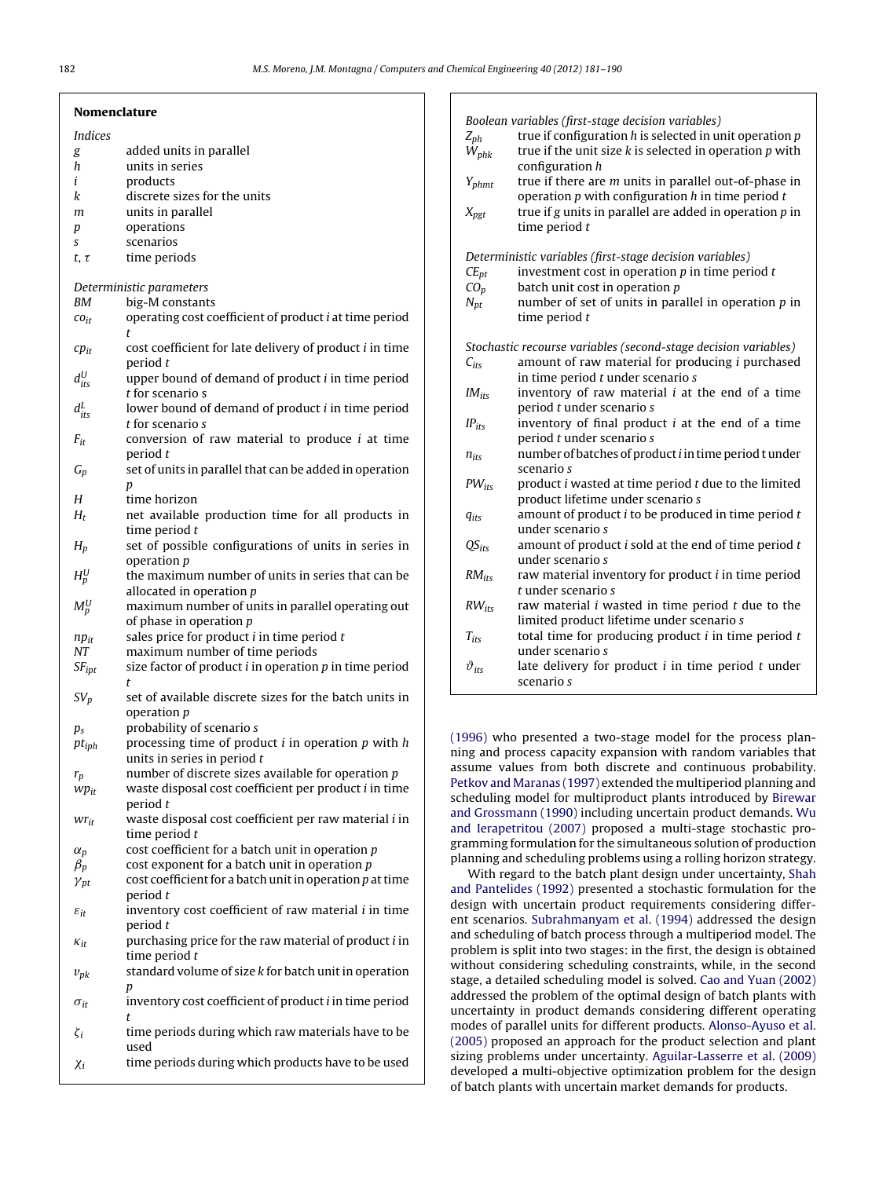## Nomenclature

*Indices*

| | |
|---|---|
| $g$ | added units in parallel |
| $h$ | units in series |
| $i$ | products |
| $k$ | discrete sizes for the units |
| $m$ | units in parallel |
| $p$ | operations |
| $s$ | scenarios |
| $t$, $\tau$ | time periods |

*Deterministic parameters*

| | |
|---|---|
| $BM$ | big-M constants |
| $co_{it}$ | operating cost coefficient of product $i$ at time period $t$ |
| $cp_{it}$ | cost coefficient for late delivery of product $i$ in time period $t$ |
| $d^U_{its}$ | upper bound of demand of product $i$ in time period $t$ for scenario s |
| $d^L_{its}$ | lower bound of demand of product $i$ in time period $t$ for scenario $s$ |
| $F_{it}$ | conversion of raw material to produce $i$ at time period $t$ |
| $G_p$ | set of units in parallel that can be added in operation $p$ |
| $H$ | time horizon |
| $H_t$ | net available production time for all products in time period $t$ |
| $H_p$ | set of possible configurations of units in series in operation $p$ |
| $H^U_p$ | the maximum number of units in series that can be allocated in operation $p$ |
| $M^U_p$ | maximum number of units in parallel operating out of phase in operation $p$ |
| $np_{it}$ | sales price for product $i$ in time period $t$ |
| $NT$ | maximum number of time periods |
| $SF_{ipt}$ | size factor of product $i$ in operation $p$ in time period $t$ |
| $SV_p$ | set of available discrete sizes for the batch units in operation $p$ |
| $p_s$ | probability of scenario $s$ |
| $pt_{iph}$ | processing time of product $i$ in operation $p$ with $h$ units in series in period $t$ |
| $r_p$ | number of discrete sizes available for operation $p$ |
| $wp_{it}$ | waste disposal cost coefficient per product $i$ in time period $t$ |
| $wr_{it}$ | waste disposal cost coefficient per raw material $i$ in time period $t$ |
| $\alpha_p$ | cost coefficient for a batch unit in operation $p$ |
| $\beta_p$ | cost exponent for a batch unit in operation $p$ |
| $\gamma_{pt}$ | cost coefficient for a batch unit in operation $p$ at time period $t$ |
| $\varepsilon_{it}$ | inventory cost coefficient of raw material $i$ in time period $t$ |
| $\kappa_{it}$ | purchasing price for the raw material of product $i$ in time period $t$ |
| $\upsilon_{pk}$ | standard volume of size $k$ for batch unit in operation $p$ |
| $\sigma_{it}$ | inventory cost coefficient of product $i$ in time period $t$ |
| $\zeta_i$ | time periods during which raw materials have to be used |
| $\chi_i$ | time periods during which products have to be used |

*Boolean variables (first-stage decision variables)*

| | |
|---|---|
| $Z_{ph}$ | true if configuration $h$ is selected in unit operation $p$ |
| $W_{phk}$ | true if the unit size $k$ is selected in operation $p$ with configuration $h$ |
| $Y_{phmt}$ | true if there are $m$ units in parallel out-of-phase in operation $p$ with configuration $h$ in time period $t$ |
| $X_{pgt}$ | true if $g$ units in parallel are added in operation $p$ in time period $t$ |

*Deterministic variables (first-stage decision variables)*

| | |
|---|---|
| $CE_{pt}$ | investment cost in operation $p$ in time period $t$ |
| $CO_p$ | batch unit cost in operation $p$ |
| $N_{pt}$ | number of set of units in parallel in operation $p$ in time period $t$ |

*Stochastic recourse variables (second-stage decision variables)*

| | |
|---|---|
| $C_{its}$ | amount of raw material for producing $i$ purchased in time period $t$ under scenario $s$ |
| $IM_{its}$ | inventory of raw material $i$ at the end of a time period $t$ under scenario $s$ |
| $IP_{its}$ | inventory of final product $i$ at the end of a time period $t$ under scenario $s$ |
| $n_{its}$ | number of batches of product $i$ in time period t under scenario $s$ |
| $PW_{its}$ | product $i$ wasted at time period $t$ due to the limited product lifetime under scenario $s$ |
| $q_{its}$ | amount of product $i$ to be produced in time period $t$ under scenario $s$ |
| $QS_{its}$ | amount of product $i$ sold at the end of time period $t$ under scenario $s$ |
| $RM_{its}$ | raw material inventory for product $i$ in time period $t$ under scenario $s$ |
| $RW_{its}$ | raw material $i$ wasted in time period $t$ due to the limited product lifetime under scenario $s$ |
| $T_{its}$ | total time for producing product $i$ in time period $t$ under scenario $s$ |
| $\vartheta_{its}$ | late delivery for product $i$ in time period $t$ under scenario $s$ |

(1996) who presented a two-stage model for the process planning and process capacity expansion with random variables that assume values from both discrete and continuous probability. Petkov and Maranas (1997) extended the multiperiod planning and scheduling model for multiproduct plants introduced by Birewar and Grossmann (1990) including uncertain product demands. Wu and Ierapetritou (2007) proposed a multi-stage stochastic programming formulation for the simultaneous solution of production planning and scheduling problems using a rolling horizon strategy.

With regard to the batch plant design under uncertainty, Shah and Pantelides (1992) presented a stochastic formulation for the design with uncertain product requirements considering different scenarios. Subrahmanyam et al. (1994) addressed the design and scheduling of batch process through a multiperiod model. The problem is split into two stages: in the first, the design is obtained without considering scheduling constraints, while, in the second stage, a detailed scheduling model is solved. Cao and Yuan (2002) addressed the problem of the optimal design of batch plants with uncertainty in product demands considering different operating modes of parallel units for different products. Alonso-Ayuso et al. (2005) proposed an approach for the product selection and plant sizing problems under uncertainty. Aguilar-Lasserre et al. (2009) developed a multi-objective optimization problem for the design of batch plants with uncertain market demands for products.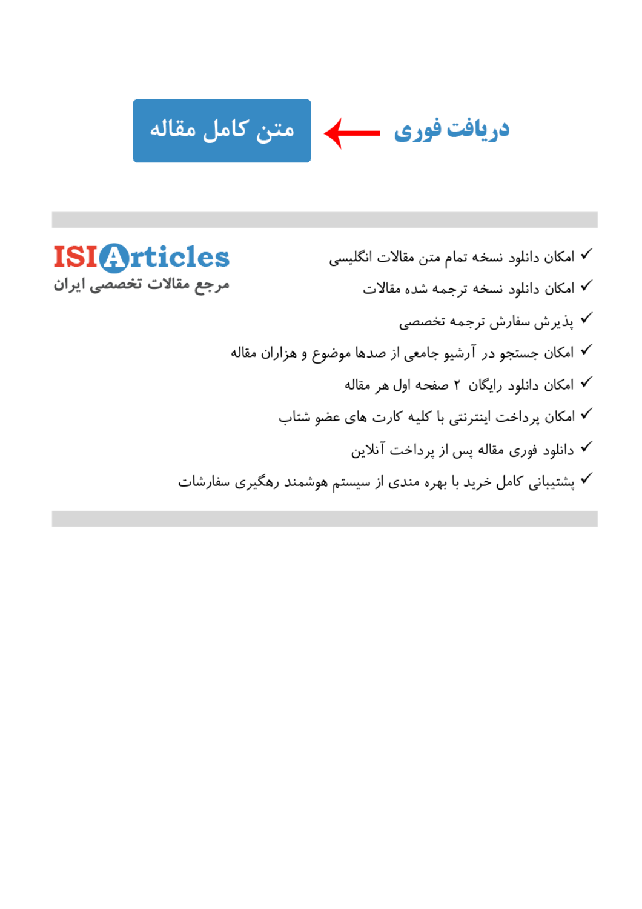**دریافت فوری** ← **متن کامل مقاله**

**ISIArticles**
مرجع مقالات تخصصی ایران

- ✓ امکان دانلود نسخه تمام متن مقالات انگلیسی
- ✓ امکان دانلود نسخه ترجمه شده مقالات
- ✓ پذیرش سفارش ترجمه تخصصی
- ✓ امکان جستجو در آرشیو جامعی از صدها موضوع و هزاران مقاله
- ✓ امکان دانلود رایگان ۲ صفحه اول هر مقاله
- ✓ امکان پرداخت اینترنتی با کلیه کارت های عضو شتاب
- ✓ دانلود فوری مقاله پس از پرداخت آنلاین
- ✓ پشتیبانی کامل خرید با بهره مندی از سیستم هوشمند رهگیری سفارشات